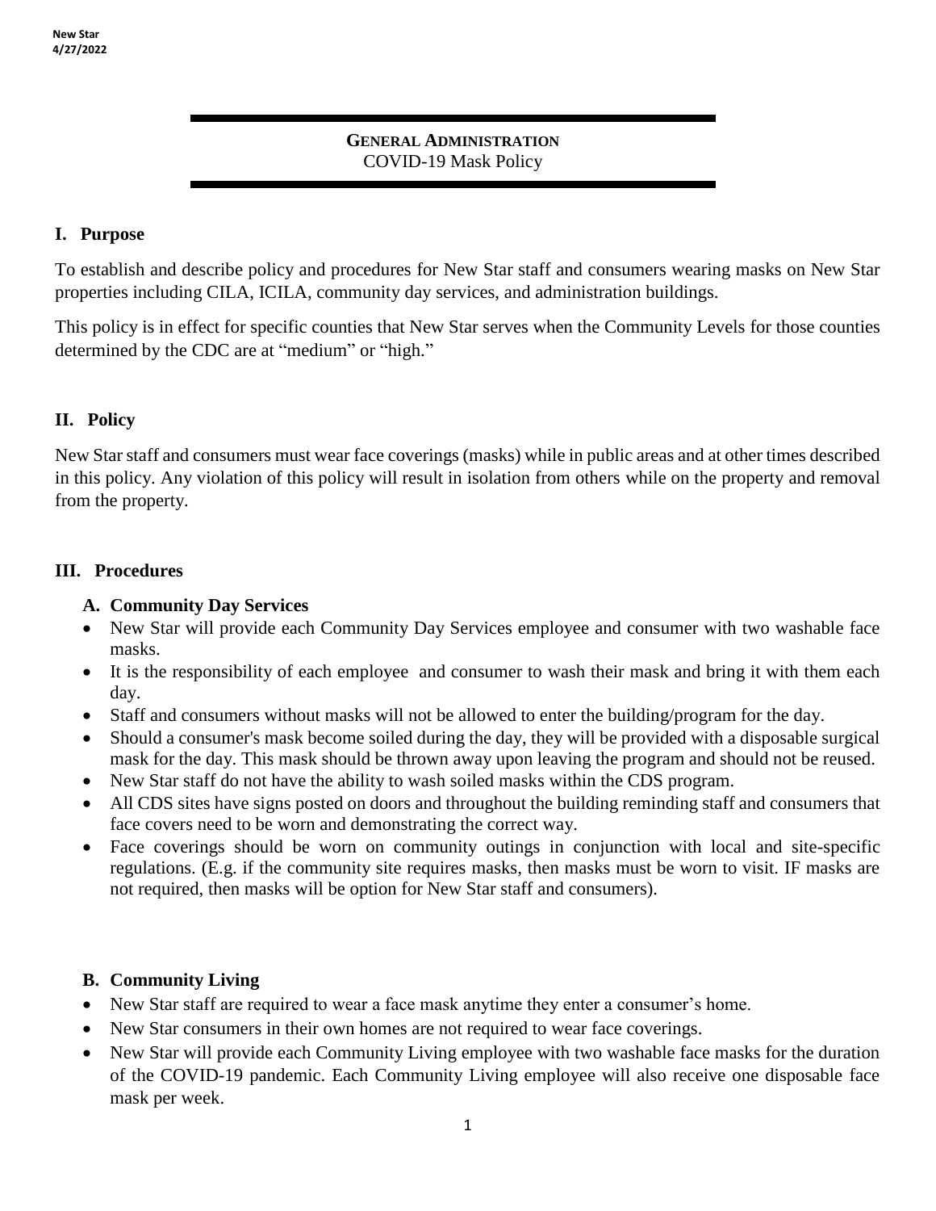# GENERAL ADMINISTRATION

COVID-19 Mask Policy

## I. Purpose

To establish and describe policy and procedures for New Star staff and consumers wearing masks on New Star properties including CILA, ICILA, community day services, and administration buildings.

This policy is in effect for specific counties that New Star serves when the Community Levels for those counties determined by the CDC are at "medium" or "high."

## II. Policy

New Star staff and consumers must wear face coverings (masks) while in public areas and at other times described in this policy. Any violation of this policy will result in isolation from others while on the property and removal from the property.

## III. Procedures

### A. Community Day Services

- New Star will provide each Community Day Services employee and consumer with two washable face masks.
- It is the responsibility of each employee and consumer to wash their mask and bring it with them each day.
- Staff and consumers without masks will not be allowed to enter the building/program for the day.
- Should a consumer's mask become soiled during the day, they will be provided with a disposable surgical mask for the day. This mask should be thrown away upon leaving the program and should not be reused.
- New Star staff do not have the ability to wash soiled masks within the CDS program.
- All CDS sites have signs posted on doors and throughout the building reminding staff and consumers that face covers need to be worn and demonstrating the correct way.
- Face coverings should be worn on community outings in conjunction with local and site-specific regulations. (E.g. if the community site requires masks, then masks must be worn to visit. IF masks are not required, then masks will be option for New Star staff and consumers).

### B. Community Living

- New Star staff are required to wear a face mask anytime they enter a consumer's home.
- New Star consumers in their own homes are not required to wear face coverings.
- New Star will provide each Community Living employee with two washable face masks for the duration of the COVID-19 pandemic. Each Community Living employee will also receive one disposable face mask per week.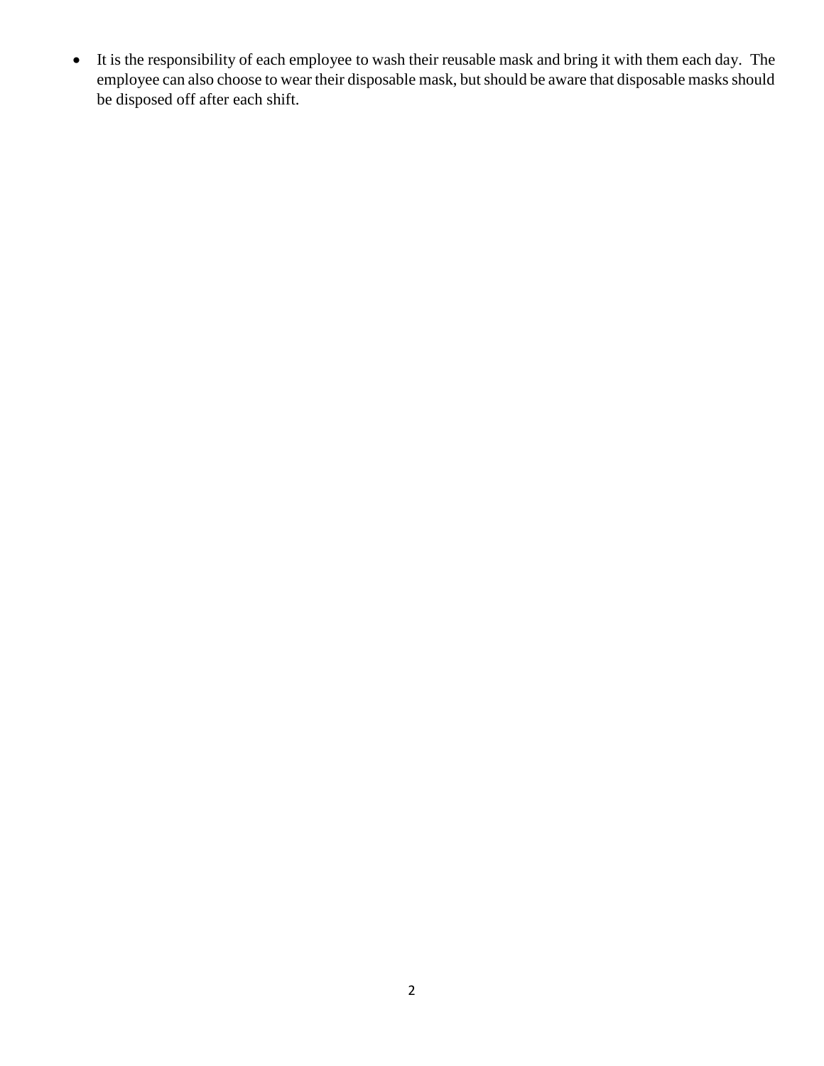- It is the responsibility of each employee to wash their reusable mask and bring it with them each day. The employee can also choose to wear their disposable mask, but should be aware that disposable masks should be disposed off after each shift.